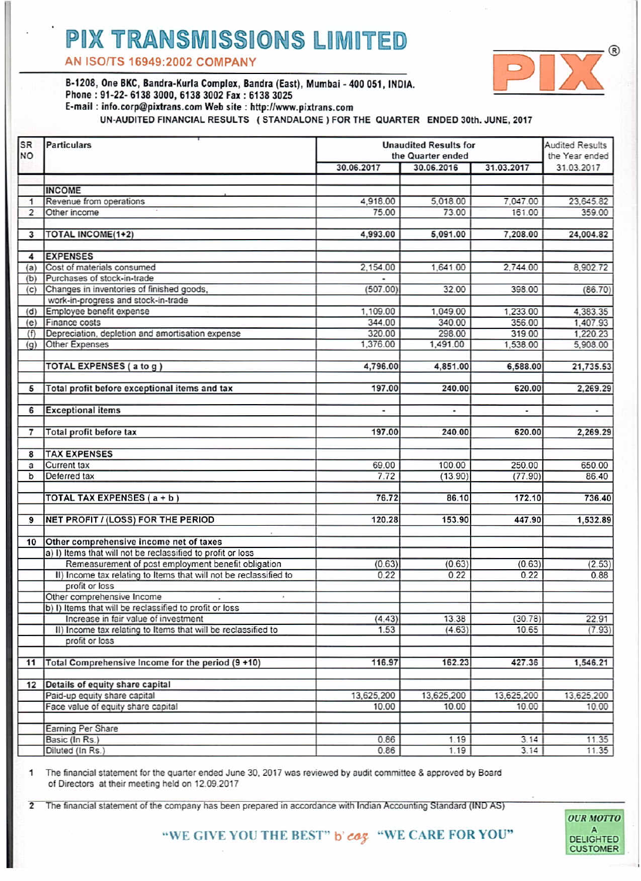# PIX TRANSMISSIONS LIMITED

AN ISO/TS 16949:2002 COMPANY

B-1208, One BKC, Bandra-Kurla Complex, Bandra (East), Mumbai - 400 051, INDIA.
Phone : 91-22- 6138 3000, 6138 3002 Fax : 6138 3025
E-mail : info.corp@pixtrans.com Web site : http://www.pixtrans.com

UN-AUDITED FINANCIAL RESULTS ( STANDALONE ) FOR THE QUARTER ENDED 30th. JUNE, 2017

| SR NO | Particulars | Unaudited Results for the Quarter ended | | | Audited Results the Year ended |
|---|---|---|---|---|---|
| | | 30.06.2017 | 30.06.2016 | 31.03.2017 | 31.03.2017 |
| | **INCOME** | | | | |
| 1 | Revenue from operations | 4,918.00 | 5,018.00 | 7,047.00 | 23,645.82 |
| 2 | Other income | 75.00 | 73.00 | 161.00 | 359.00 |
| 3 | **TOTAL INCOME(1+2)** | **4,993.00** | **5,091.00** | **7,208.00** | **24,004.82** |
| 4 | **EXPENSES** | | | | |
| (a) | Cost of materials consumed | 2,154.00 | 1,641.00 | 2,744.00 | 8,902.72 |
| (b) | Purchases of stock-in-trade | - | | | |
| (c) | Changes in inventories of finished goods, work-in-progress and stock-in-trade | (507.00) | 32.00 | 398.00 | (86.70) |
| (d) | Employee benefit expense | 1,109.00 | 1,049.00 | 1,233.00 | 4,383.35 |
| (e) | Finance costs | 344.00 | 340.00 | 356.00 | 1,407.93 |
| (f) | Depreciation, depletion and amortisation expense | 320.00 | 298.00 | 319.00 | 1,220.23 |
| (g) | Other Expenses | 1,376.00 | 1,491.00 | 1,538.00 | 5,908.00 |
| | **TOTAL EXPENSES ( a to g )** | **4,796.00** | **4,851.00** | **6,588.00** | **21,735.53** |
| 5 | **Total profit before exceptional items and tax** | **197.00** | **240.00** | **620.00** | **2,269.29** |
| 6 | **Exceptional items** | - | - | - | - |
| 7 | **Total profit before tax** | **197.00** | **240.00** | **620.00** | **2,269.29** |
| 8 | **TAX EXPENSES** | | | | |
| a | Current tax | 69.00 | 100.00 | 250.00 | 650.00 |
| b | Deferred tax | 7.72 | (13.90) | (77.90) | 86.40 |
| | **TOTAL TAX EXPENSES ( a + b )** | **76.72** | **86.10** | **172.10** | **736.40** |
| 9 | **NET PROFIT / (LOSS) FOR THE PERIOD** | **120.28** | **153.90** | **447.90** | **1,532.89** |
| 10 | **Other comprehensive income net of taxes** | | | | |
| | a) I) Items that will not be reclassified to profit or loss | | | | |
| | Remeasurement of post employment benefit obligation | (0.63) | (0.63) | (0.63) | (2.53) |
| | II) Income tax relating to Items that will not be reclassified to profit or loss | 0.22 | 0.22 | 0.22 | 0.88 |
| | Other comprehensive Income | | | | |
| | b) I) Items that will be reclassified to profit or loss | | | | |
| | Increase in fair value of investment | (4.43) | 13.38 | (30.78) | 22.91 |
| | II) Income tax relating to Items that will be reclassified to profit or loss | 1.53 | (4.63) | 10.65 | (7.93) |
| 11 | **Total Comprehensive Income for the period (9 +10)** | **116.97** | **162.23** | **427.36** | **1,546.21** |
| 12 | **Details of equity share capital** | | | | |
| | Paid-up equity share capital | 13,625,200 | 13,625,200 | 13,625,200 | 13,625,200 |
| | Face value of equity share capital | 10.00 | 10.00 | 10.00 | 10.00 |
| | Earning Per Share | | | | |
| | Basic (In Rs.) | 0.86 | 1.19 | 3.14 | 11.35 |
| | Diluted (In Rs.) | 0.86 | 1.19 | 3.14 | 11.35 |

1 The financial statement for the quarter ended June 30, 2017 was reviewed by audit committee & approved by Board of Directors at their meeting held on 12.09.2017

2 The financial statement of the company has been prepared in accordance with Indian Accounting Standard (IND AS)

"WE GIVE YOU THE BEST" b'coz "WE CARE FOR YOU"

OUR MOTTO A DELIGHTED CUSTOMER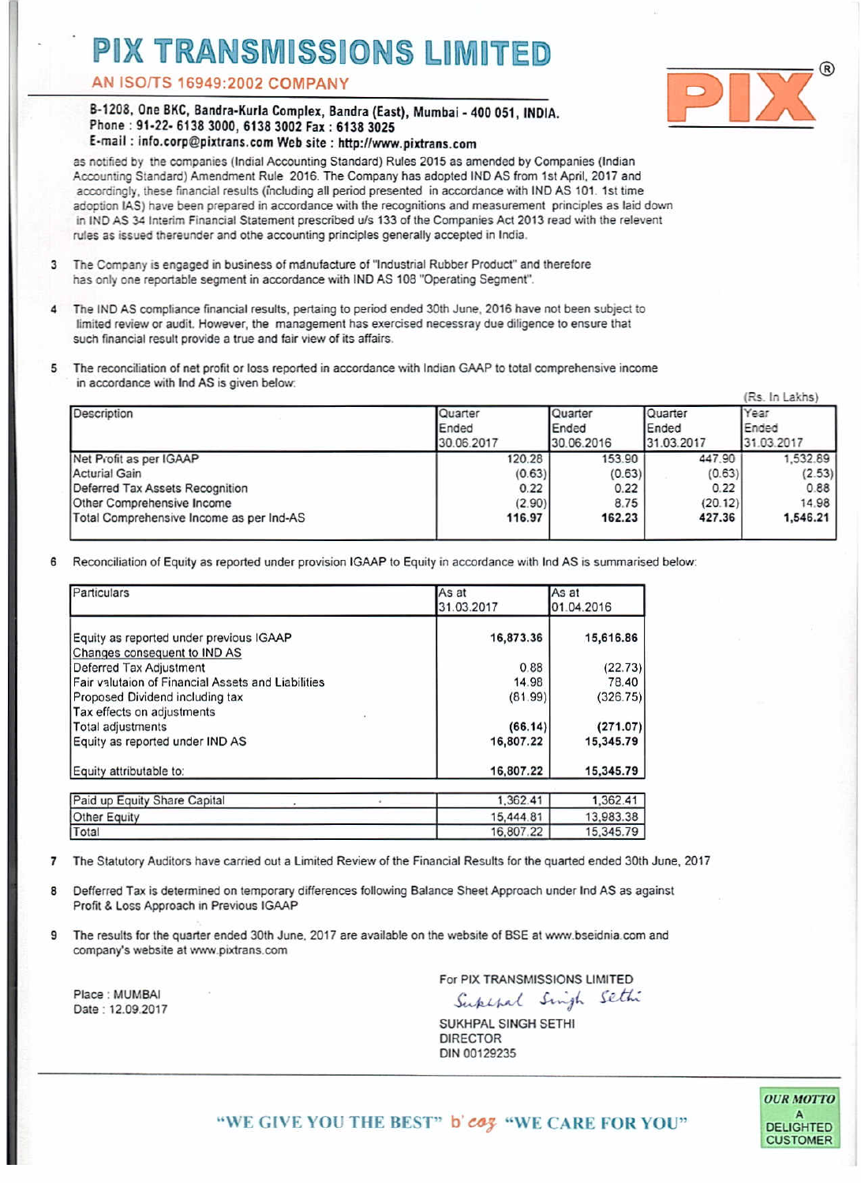# PIX TRANSMISSIONS LIMITED

AN ISO/TS 16949:2002 COMPANY

B-1208, One BKC, Bandra-Kurla Complex, Bandra (East), Mumbai - 400 051, INDIA.
Phone : 91-22- 6138 3000, 6138 3002 Fax : 6138 3025
E-mail : info.corp@pixtrans.com Web site : http://www.pixtrans.com

as notified by the companies (Indial Accounting Standard) Rules 2015 as amended by Companies (Indian Accounting Standard) Amendment Rule 2016. The Company has adopted IND AS from 1st April, 2017 and accordingly, these financial results (including all period presented in accordance with IND AS 101. 1st time adoption IAS) have been prepared in accordance with the recognitions and measurement principles as laid down in IND AS 34 Interim Financial Statement prescribed u/s 133 of the Companies Act 2013 read with the relevent rules as issued thereunder and othe accounting principles generally accepted in India.

3 The Company is engaged in business of manufacture of "Industrial Rubber Product" and therefore has only one reportable segment in accordance with IND AS 108 "Operating Segment".

4 The IND AS compliance financial results, pertaing to period ended 30th June, 2016 have not been subject to limited review or audit. However, the management has exercised necessray due diligence to ensure that such financial result provide a true and fair view of its affairs.

5 The reconciliation of net profit or loss reported in accordance with Indian GAAP to total comprehensive income in accordance with Ind AS is given below:

(Rs. In Lakhs)

| Description | Quarter Ended 30.06.2017 | Quarter Ended 30.06.2016 | Quarter Ended 31.03.2017 | Year Ended 31.03.2017 |
|---|---|---|---|---|
| Net Profit as per IGAAP | 120.28 | 153.90 | 447.90 | 1,532.89 |
| Acturial Gain | (0.63) | (0.63) | (0.63) | (2.53) |
| Deferred Tax Assets Recognition | 0.22 | 0.22 | 0.22 | 0.88 |
| Other Comprehensive Income | (2.90) | 8.75 | (20.12) | 14.98 |
| Total Comprehensive Income as per Ind-AS | **116.97** | **162.23** | **427.36** | **1,546.21** |

6 Reconciliation of Equity as reported under provision IGAAP to Equity in accordance with Ind AS is summarised below:

| Particulars | As at 31.03.2017 | As at 01.04.2016 |
|---|---|---|
| Equity as reported under previous IGAAP | **16,873.36** | **15,616.86** |
| Changes consequent to IND AS | | |
| Deferred Tax Adjustment | 0.88 | (22.73) |
| Fair valutaion of Financial Assets and Liabilities | 14.98 | 78.40 |
| Proposed Dividend including tax | (81.99) | (326.75) |
| Tax effects on adjustments | | |
| Total adjustments | **(66.14)** | **(271.07)** |
| Equity as reported under IND AS | **16,807.22** | **15,345.79** |
| Equity attributable to: | **16,807.22** | **15,345.79** |
| Paid up Equity Share Capital | 1,362.41 | 1,362.41 |
| Other Equity | 15,444.81 | 13,983.38 |
| Total | 16,807.22 | 15,345.79 |

7 The Statutory Auditors have carried out a Limited Review of the Financial Results for the quarted ended 30th June, 2017

8 Defferred Tax is determined on temporary differences following Balance Sheet Approach under Ind AS as against Profit & Loss Approach in Previous IGAAP

9 The results for the quarter ended 30th June, 2017 are available on the website of BSE at www.bseidnia.com and company's website at www.pixtrans.com

Place : MUMBAI
Date : 12.09.2017

For PIX TRANSMISSIONS LIMITED

Sukhpal Singh Sethi

SUKHPAL SINGH SETHI
DIRECTOR
DIN 00129235

"WE GIVE YOU THE BEST" b'coz "WE CARE FOR YOU"

OUR MOTTO A DELIGHTED CUSTOMER